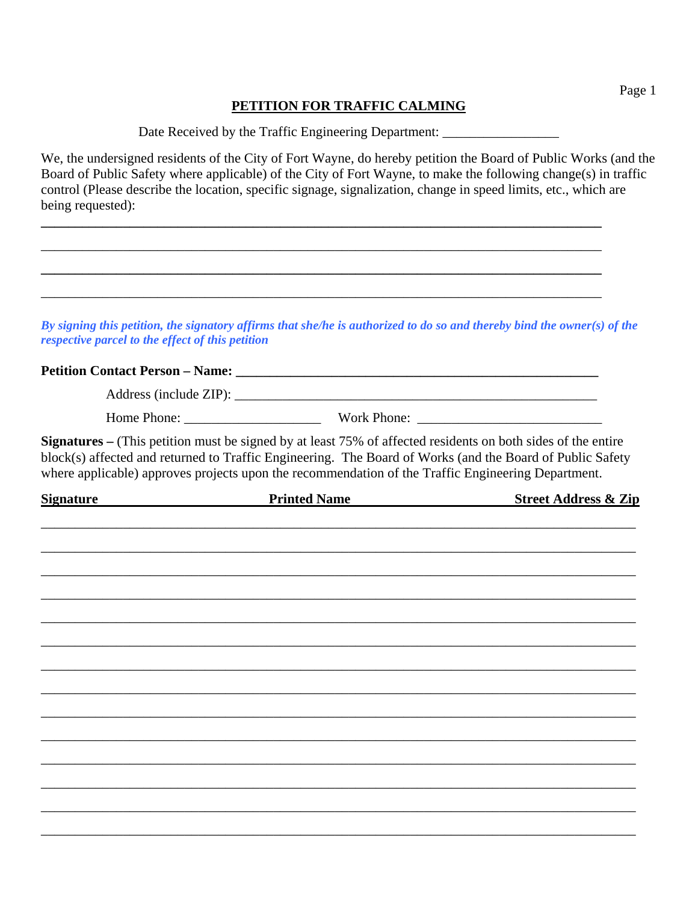# PETITION FOR TRAFFIC CALMING

Date Received by the Traffic Engineering Department: _________________

We, the undersigned residents of the City of Fort Wayne, do hereby petition the Board of Public Works (and the Board of Public Safety where applicable) of the City of Fort Wayne, to make the following change(s) in traffic control (Please describe the location, specific signage, signalization, change in speed limits, etc., which are being requested):

_______________________________________________________________________________

_______________________________________________________________________________

_______________________________________________________________________________

_______________________________________________________________________________

***By signing this petition, the signatory affirms that she/he is authorized to do so and thereby bind the owner(s) of the respective parcel to the effect of this petition***

**Petition Contact Person – Name:** _______________________________________________________

Address (include ZIP): _______________________________________________________

Home Phone: ____________________ Work Phone: ___________________________

**Signatures –** (This petition must be signed by at least 75% of affected residents on both sides of the entire block(s) affected and returned to Traffic Engineering. The Board of Works (and the Board of Public Safety where applicable) approves projects upon the recommendation of the Traffic Engineering Department.

| Signature | Printed Name | Street Address & Zip |
|---|---|---|
| | | |
| | | |
| | | |
| | | |
| | | |
| | | |
| | | |
| | | |
| | | |
| | | |
| | | |
| | | |
| | | |
| | | |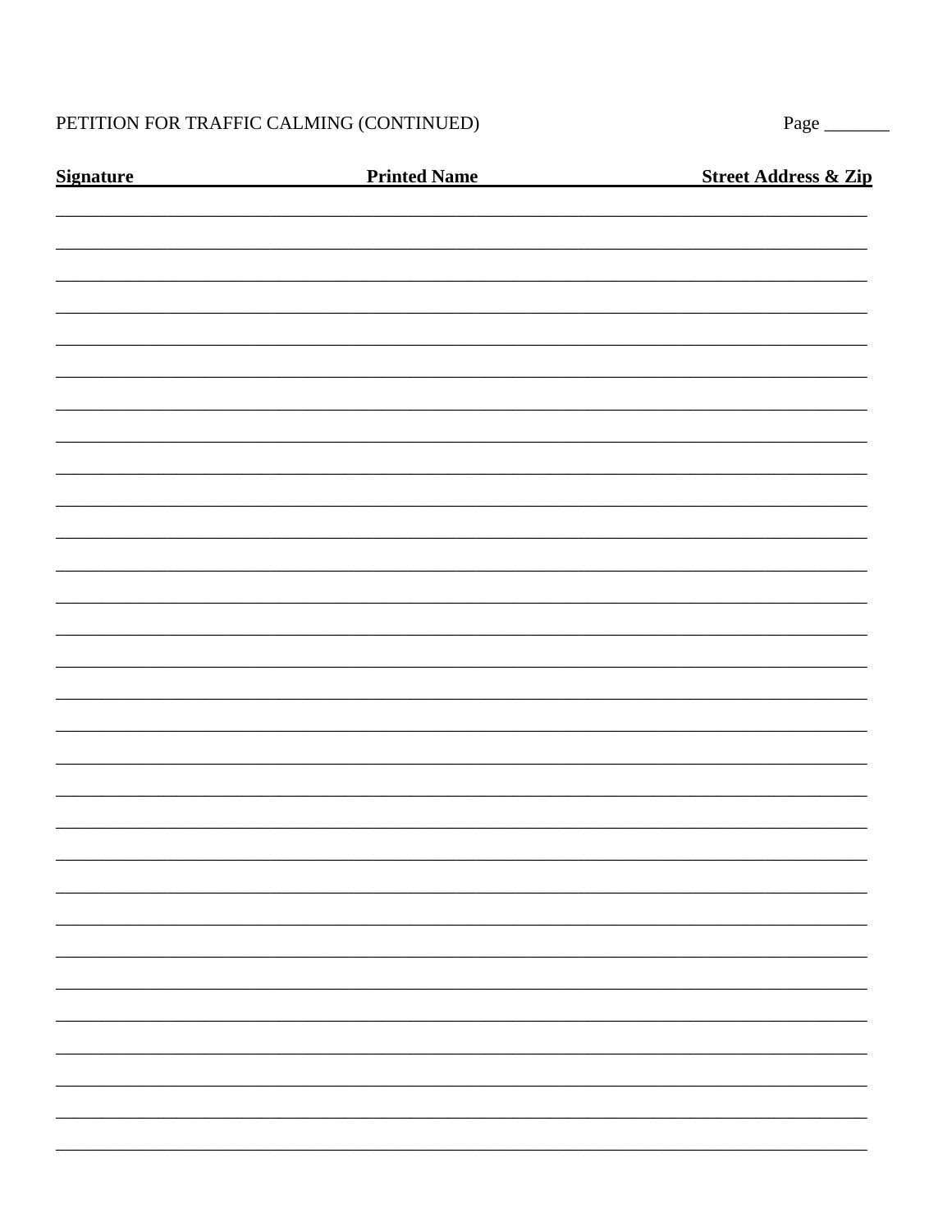PETITION FOR TRAFFIC CALMING (CONTINUED) Page _______

| **Signature** | **Printed Name** | **Street Address & Zip** |
|---|---|---|
| | | |
| | | |
| | | |
| | | |
| | | |
| | | |
| | | |
| | | |
| | | |
| | | |
| | | |
| | | |
| | | |
| | | |
| | | |
| | | |
| | | |
| | | |
| | | |
| | | |
| | | |
| | | |
| | | |
| | | |
| | | |
| | | |
| | | |
| | | |
| | | |